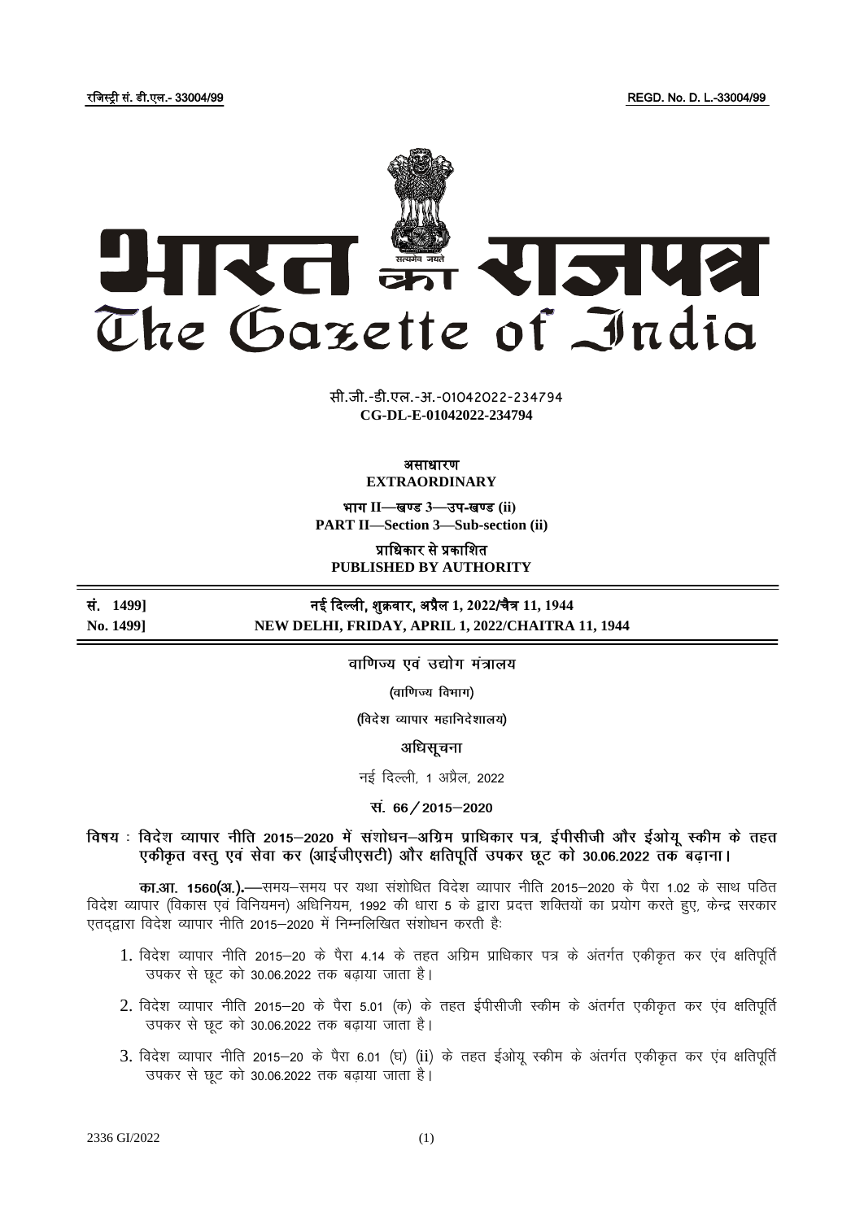रजिस्ट्री सं. डी.एल.- 33004/99 REGD. No. D. L.-33004/99

# भारत का राजपत्र
# The Gazette of India

सी.जी.-डी.एल.-अ.-01042022-234794
**CG-DL-E-01042022-234794**

**असाधारण**
**EXTRAORDINARY**

**भाग II—खण्ड 3—उप-खण्ड (ii)**
**PART II—Section 3—Sub-section (ii)**

**प्राधिकार से प्रकाशित**
**PUBLISHED BY AUTHORITY**

**सं. 1499] नई दिल्ली, शुक्रवार, अप्रैल 1, 2022/चैत्र 11, 1944**
**No. 1499] NEW DELHI, FRIDAY, APRIL 1, 2022/CHAITRA 11, 1944**

वाणिज्य एवं उद्योग मंत्रालय

**(वाणिज्य विभाग)**

**(विदेश व्यापार महानिदेशालय)**

**अधिसूचना**

नई दिल्ली, 1 अप्रैल, 2022

**सं. 66 / 2015–2020**

**विषय : विदेश व्यापार नीति 2015–2020 में संशोधन–अग्रिम प्राधिकार पत्र, ईपीसीजी और ईओयू स्कीम के तहत एकीकृत वस्तु एवं सेवा कर (आईजीएसटी) और क्षतिपूर्ति उपकर छूट को 30.06.2022 तक बढ़ाना।**

**का.आ. 1560(अ.).**—समय–समय पर यथा संशोधित विदेश व्यापार नीति 2015–2020 के पैरा 1.02 के साथ पठित विदेश व्यापार (विकास एवं विनियमन) अधिनियम, 1992 की धारा 5 के द्वारा प्रदत्त शक्तियों का प्रयोग करते हुए, केन्द्र सरकार एतद्द्वारा विदेश व्यापार नीति 2015–2020 में निम्नलिखित संशोधन करती है:

1. विदेश व्यापार नीति 2015–20 के पैरा 4.14 के तहत अग्रिम प्राधिकार पत्र के अंतर्गत एकीकृत कर एंव क्षतिपूर्ति उपकर से छूट को 30.06.2022 तक बढ़ाया जाता है।

2. विदेश व्यापार नीति 2015–20 के पैरा 5.01 (क) के तहत ईपीसीजी स्कीम के अंतर्गत एकीकृत कर एंव क्षतिपूर्ति उपकर से छूट को 30.06.2022 तक बढ़ाया जाता है।

3. विदेश व्यापार नीति 2015–20 के पैरा 6.01 (घ) (ii) के तहत ईओयू स्कीम के अंतर्गत एकीकृत कर एंव क्षतिपूर्ति उपकर से छूट को 30.06.2022 तक बढ़ाया जाता है।

2336 GI/2022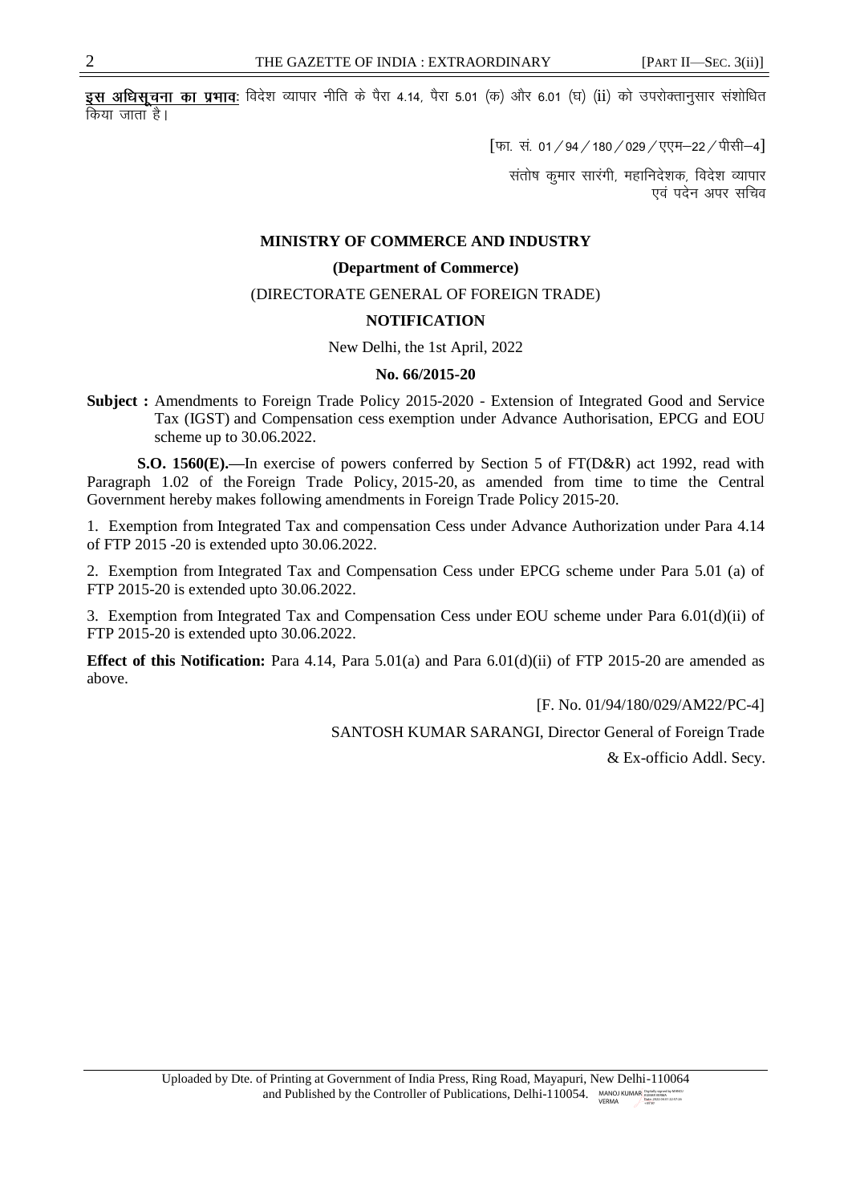**इस अधिसूचना का प्रभावः** विदेश व्यापार नीति के पैरा 4.14, पैरा 5.01 (क) और 6.01 (घ) (ii) को उपरोक्तानुसार संशोधित किया जाता है।

[फा. सं. 01/94/180/029/एएम–22/पीसी–4]

संतोष कुमार सारंगी, महानिदेशक, विदेश व्यापार
एवं पदेन अपर सचिव

## MINISTRY OF COMMERCE AND INDUSTRY

**(Department of Commerce)**

(DIRECTORATE GENERAL OF FOREIGN TRADE)

**NOTIFICATION**

New Delhi, the 1st April, 2022

**No. 66/2015-20**

**Subject :** Amendments to Foreign Trade Policy 2015-2020 - Extension of Integrated Good and Service Tax (IGST) and Compensation cess exemption under Advance Authorisation, EPCG and EOU scheme up to 30.06.2022.

**S.O. 1560(E).—**In exercise of powers conferred by Section 5 of FT(D&R) act 1992, read with Paragraph 1.02 of the Foreign Trade Policy, 2015-20, as amended from time to time the Central Government hereby makes following amendments in Foreign Trade Policy 2015-20.

1. Exemption from Integrated Tax and compensation Cess under Advance Authorization under Para 4.14 of FTP 2015 -20 is extended upto 30.06.2022.

2. Exemption from Integrated Tax and Compensation Cess under EPCG scheme under Para 5.01 (a) of FTP 2015-20 is extended upto 30.06.2022.

3. Exemption from Integrated Tax and Compensation Cess under EOU scheme under Para 6.01(d)(ii) of FTP 2015-20 is extended upto 30.06.2022.

**Effect of this Notification:** Para 4.14, Para 5.01(a) and Para 6.01(d)(ii) of FTP 2015-20 are amended as above.

[F. No. 01/94/180/029/AM22/PC-4]

SANTOSH KUMAR SARANGI, Director General of Foreign Trade
& Ex-officio Addl. Secy.

Uploaded by Dte. of Printing at Government of India Press, Ring Road, Mayapuri, New Delhi-110064 and Published by the Controller of Publications, Delhi-110054.